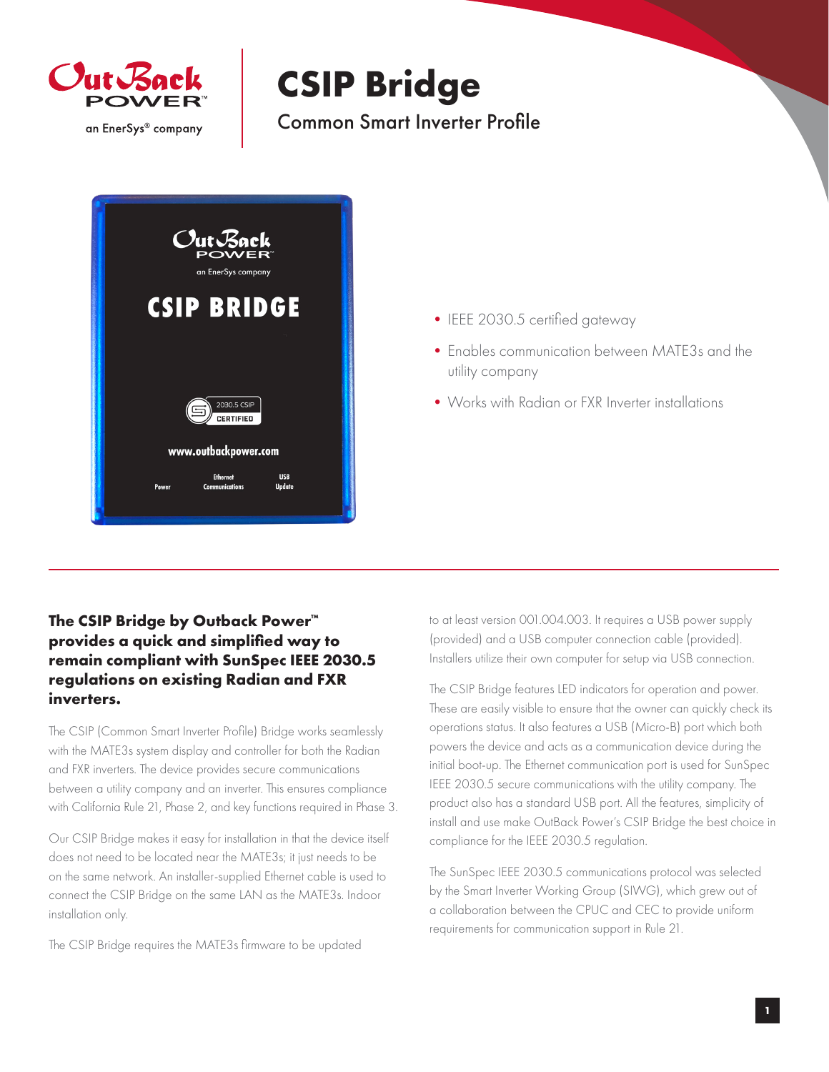OutBack POWER™
an EnerSys® company

# CSIP Bridge

## Common Smart Inverter Profile

- IEEE 2030.5 certified gateway
- Enables communication between MATE3s and the utility company
- Works with Radian or FXR Inverter installations

**The CSIP Bridge by Outback Power™ provides a quick and simplified way to remain compliant with SunSpec IEEE 2030.5 regulations on existing Radian and FXR inverters.**

The CSIP (Common Smart Inverter Profile) Bridge works seamlessly with the MATE3s system display and controller for both the Radian and FXR inverters. The device provides secure communications between a utility company and an inverter. This ensures compliance with California Rule 21, Phase 2, and key functions required in Phase 3.

Our CSIP Bridge makes it easy for installation in that the device itself does not need to be located near the MATE3s; it just needs to be on the same network. An installer-supplied Ethernet cable is used to connect the CSIP Bridge on the same LAN as the MATE3s. Indoor installation only.

The CSIP Bridge requires the MATE3s firmware to be updated to at least version 001.004.003. It requires a USB power supply (provided) and a USB computer connection cable (provided). Installers utilize their own computer for setup via USB connection.

The CSIP Bridge features LED indicators for operation and power. These are easily visible to ensure that the owner can quickly check its operations status. It also features a USB (Micro-B) port which both powers the device and acts as a communication device during the initial boot-up. The Ethernet communication port is used for SunSpec IEEE 2030.5 secure communications with the utility company. The product also has a standard USB port. All the features, simplicity of install and use make OutBack Power's CSIP Bridge the best choice in compliance for the IEEE 2030.5 regulation.

The SunSpec IEEE 2030.5 communications protocol was selected by the Smart Inverter Working Group (SIWG), which grew out of a collaboration between the CPUC and CEC to provide uniform requirements for communication support in Rule 21.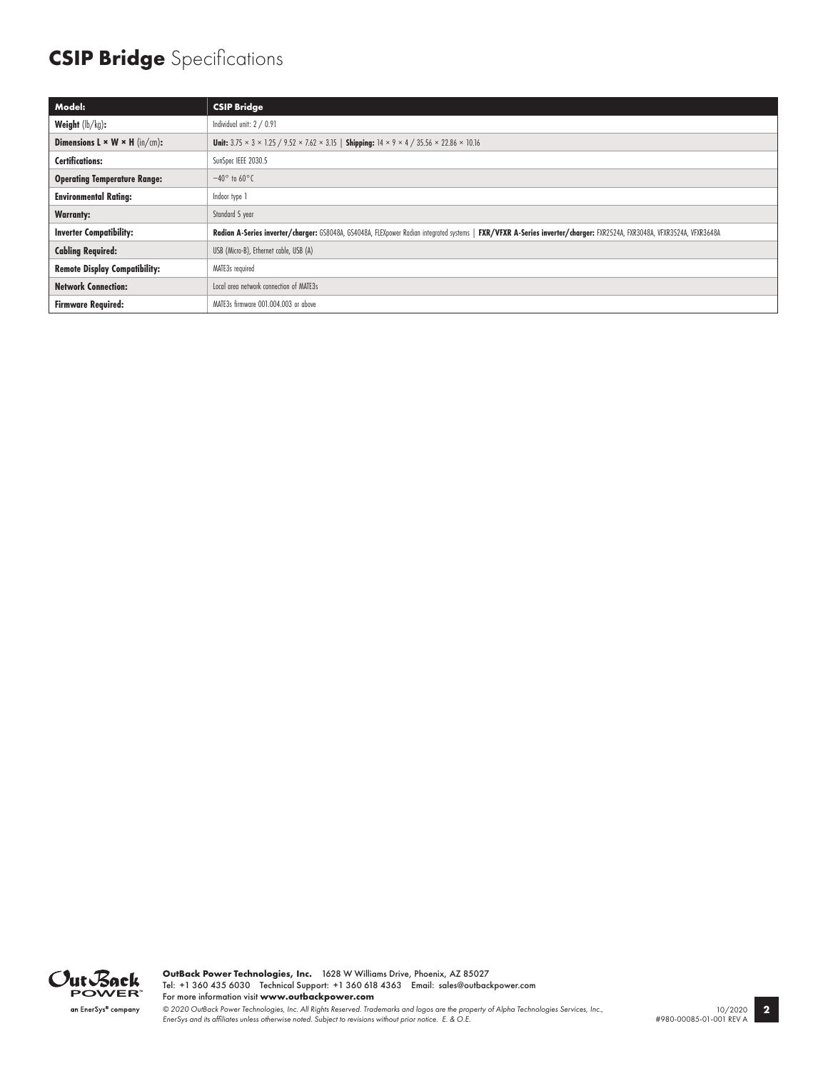# **CSIP Bridge** Specifications

| **Model:** | **CSIP Bridge** |
|---|---|
| **Weight** (lb/kg)**:** | Individual unit: 2 / 0.91 |
| **Dimensions L × W × H** (in/cm)**:** | **Unit:** 3.75 × 3 × 1.25 / 9.52 × 7.62 × 3.15 \| **Shipping:** 14 × 9 × 4 / 35.56 × 22.86 × 10.16 |
| **Certifications:** | SunSpec IEEE 2030.5 |
| **Operating Temperature Range:** | −40° to 60°C |
| **Environmental Rating:** | Indoor type 1 |
| **Warranty:** | Standard 5 year |
| **Inverter Compatibility:** | **Radian A-Series inverter/charger:** GS8048A, GS4048A, FLEXpower Radian integrated systems \| **FXR/VFXR A-Series inverter/charger:** FXR2524A, FXR3048A, VFXR3524A, VFXR3648A |
| **Cabling Required:** | USB (Micro-B), Ethernet cable, USB (A) |
| **Remote Display Compatibility:** | MATE3s required |
| **Network Connection:** | Local area network connection of MATE3s |
| **Firmware Required:** | MATE3s firmware 001.004.003 or above |

an EnerSys® company

**OutBack Power Technologies, Inc.** 1628 W Williams Drive, Phoenix, AZ 85027
Tel: +1 360 435 6030 Technical Support: +1 360 618 4363 Email: sales@outbackpower.com
For more information visit **www.outbackpower.com**

*© 2020 OutBack Power Technologies, Inc. All Rights Reserved. Trademarks and logos are the property of Alpha Technologies Services, Inc., EnerSys and its affiliates unless otherwise noted. Subject to revisions without prior notice. E. & O.E.*

10/2020
#980-00085-01-001 REV A